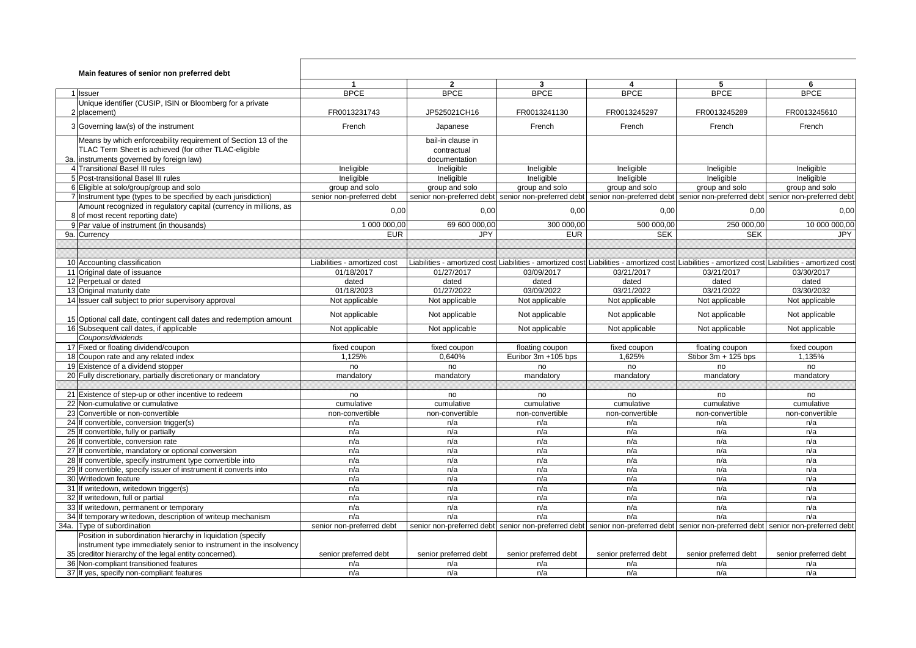**Main features of senior non preferred debt**

| | | 1 | 2 | 3 | 4 | 5 | 6 |
|---|---|---|---|---|---|---|---|
| 1 | Issuer | BPCE | BPCE | BPCE | BPCE | BPCE | BPCE |
| 2 | Unique identifier (CUSIP, ISIN or Bloomberg for a private placement) | FR0013231743 | JP525021CH16 | FR0013241130 | FR0013245297 | FR0013245289 | FR0013245610 |
| 3 | Governing law(s) of the instrument | French | Japanese | French | French | French | French |
| 3a. | Means by which enforceability requirement of Section 13 of the TLAC Term Sheet is achieved (for other TLAC-eligible instruments governed by foreign law) | | bail-in clause in contractual documentation | | | | |
| 4 | Transitional Basel III rules | Ineligible | Ineligible | Ineligible | Ineligible | Ineligible | Ineligible |
| 5 | Post-transitional Basel III rules | Ineligible | Ineligible | Ineligible | Ineligible | Ineligible | Ineligible |
| 6 | Eligible at solo/group/group and solo | group and solo | group and solo | group and solo | group and solo | group and solo | group and solo |
| 7 | Instrument type (types to be specified by each jurisdiction) | senior non-preferred debt | senior non-preferred debt | senior non-preferred debt | senior non-preferred debt | senior non-preferred debt | senior non-preferred debt |
| 8 | Amount recognized in regulatory capital (currency in millions, as of most recent reporting date) | 0,00 | 0,00 | 0,00 | 0,00 | 0,00 | 0,00 |
| 9 | Par value of instrument (in thousands) | 1 000 000,00 | 69 600 000,00 | 300 000,00 | 500 000,00 | 250 000,00 | 10 000 000,00 |
| 9a. | Currency | EUR | JPY | EUR | SEK | SEK | JPY |
| | | | | | | | |
| 10 | Accounting classification | Liabilities - amortized cost | Liabilities - amortized cost | Liabilities - amortized cost | Liabilities - amortized cost | Liabilities - amortized cost | Liabilities - amortized cost |
| 11 | Original date of issuance | 01/18/2017 | 01/27/2017 | 03/09/2017 | 03/21/2017 | 03/21/2017 | 03/30/2017 |
| 12 | Perpetual or dated | dated | dated | dated | dated | dated | dated |
| 13 | Original maturity date | 01/18/2023 | 01/27/2022 | 03/09/2022 | 03/21/2022 | 03/21/2022 | 03/30/2032 |
| 14 | Issuer call subject to prior supervisory approval | Not applicable | Not applicable | Not applicable | Not applicable | Not applicable | Not applicable |
| 15 | Optional call date, contingent call dates and redemption amount | Not applicable | Not applicable | Not applicable | Not applicable | Not applicable | Not applicable |
| 16 | Subsequent call dates, if applicable | Not applicable | Not applicable | Not applicable | Not applicable | Not applicable | Not applicable |
| | *Coupons/dividends* | | | | | | |
| 17 | Fixed or floating dividend/coupon | fixed coupon | fixed coupon | floating coupon | fixed coupon | floating coupon | fixed coupon |
| 18 | Coupon rate and any related index | 1,125% | 0,640% | Euribor 3m +105 bps | 1,625% | Stibor 3m + 125 bps | 1,135% |
| 19 | Existence of a dividend stopper | no | no | no | no | no | no |
| 20 | Fully discretionary, partially discretionary or mandatory | mandatory | mandatory | mandatory | mandatory | mandatory | mandatory |
| | | | | | | | |
| 21 | Existence of step-up or other incentive to redeem | no | no | no | no | no | no |
| 22 | Non-cumulative or cumulative | cumulative | cumulative | cumulative | cumulative | cumulative | cumulative |
| 23 | Convertible or non-convertible | non-convertible | non-convertible | non-convertible | non-convertible | non-convertible | non-convertible |
| 24 | If convertible, conversion trigger(s) | n/a | n/a | n/a | n/a | n/a | n/a |
| 25 | If convertible, fully or partially | n/a | n/a | n/a | n/a | n/a | n/a |
| 26 | If convertible, conversion rate | n/a | n/a | n/a | n/a | n/a | n/a |
| 27 | If convertible, mandatory or optional conversion | n/a | n/a | n/a | n/a | n/a | n/a |
| 28 | If convertible, specify instrument type convertible into | n/a | n/a | n/a | n/a | n/a | n/a |
| 29 | If convertible, specify issuer of instrument it converts into | n/a | n/a | n/a | n/a | n/a | n/a |
| 30 | Writedown feature | n/a | n/a | n/a | n/a | n/a | n/a |
| 31 | If writedown, writedown trigger(s) | n/a | n/a | n/a | n/a | n/a | n/a |
| 32 | If writedown, full or partial | n/a | n/a | n/a | n/a | n/a | n/a |
| 33 | If writedown, permanent or temporary | n/a | n/a | n/a | n/a | n/a | n/a |
| 34 | If temporary writedown, description of writeup mechanism | n/a | n/a | n/a | n/a | n/a | n/a |
| 34a. | Type of subordination | senior non-preferred debt | senior non-preferred debt | senior non-preferred debt | senior non-preferred debt | senior non-preferred debt | senior non-preferred debt |
| 35 | Position in subordination hierarchy in liquidation (specify instrument type immediately senior to instrument in the insolvency creditor hierarchy of the legal entity concerned). | senior preferred debt | senior preferred debt | senior preferred debt | senior preferred debt | senior preferred debt | senior preferred debt |
| 36 | Non-compliant transitioned features | n/a | n/a | n/a | n/a | n/a | n/a |
| 37 | If yes, specify non-compliant features | n/a | n/a | n/a | n/a | n/a | n/a |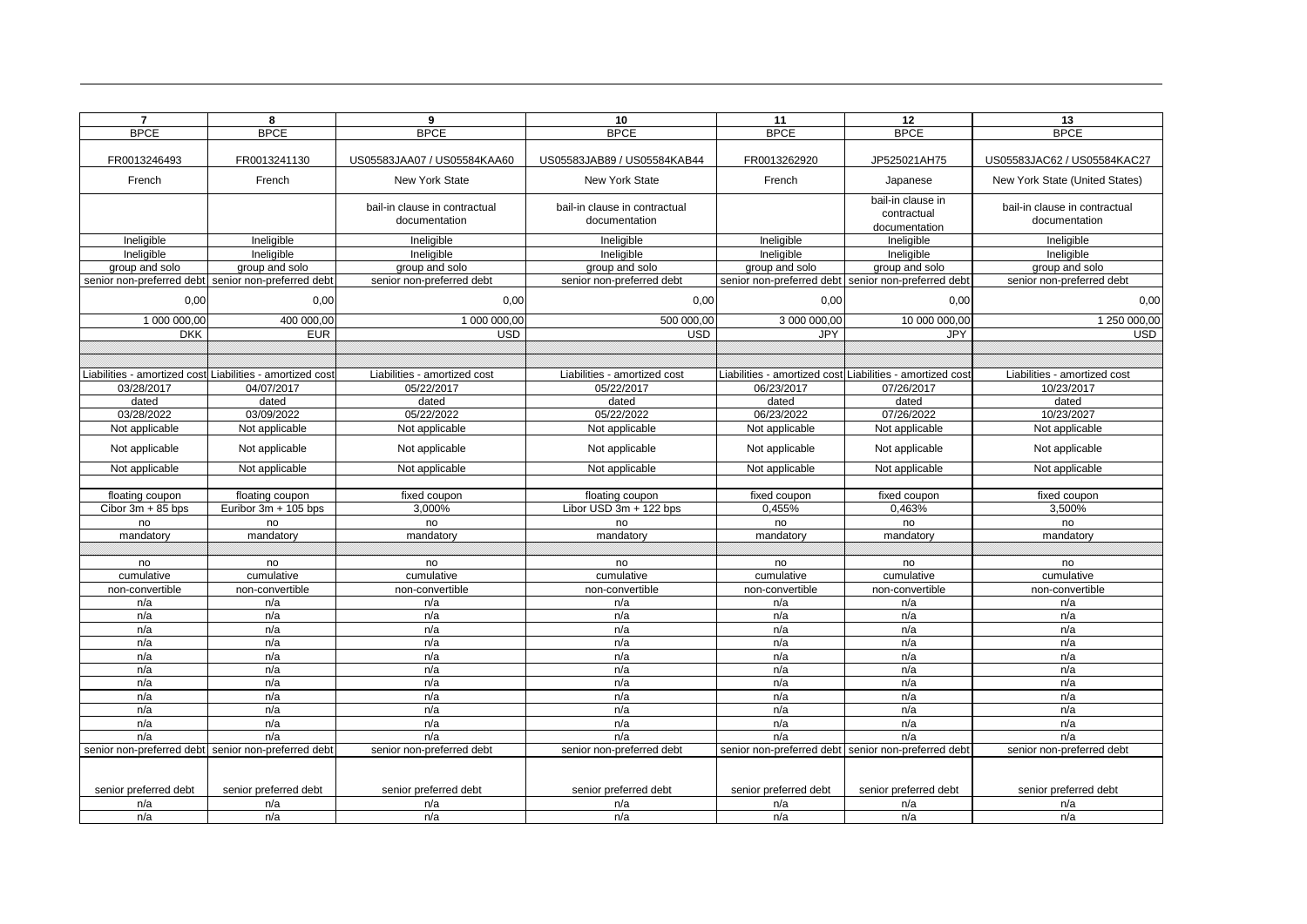| 7 | 8 | 9 | 10 | 11 | 12 | 13 |
|---|---|---|---|---|---|---|
| BPCE | BPCE | BPCE | BPCE | BPCE | BPCE | BPCE |
| FR0013246493 | FR0013241130 | US05583JAA07 / US05584KAA60 | US05583JAB89 / US05584KAB44 | FR0013262920 | JP525021AH75 | US05583JAC62 / US05584KAC27 |
| French | French | New York State | New York State | French | Japanese | New York State (United States) |
| | | bail-in clause in contractual documentation | bail-in clause in contractual documentation | | bail-in clause in contractual documentation | bail-in clause in contractual documentation |
| Ineligible | Ineligible | Ineligible | Ineligible | Ineligible | Ineligible | Ineligible |
| Ineligible | Ineligible | Ineligible | Ineligible | Ineligible | Ineligible | Ineligible |
| group and solo | group and solo | group and solo | group and solo | group and solo | group and solo | group and solo |
| senior non-preferred debt | senior non-preferred debt | senior non-preferred debt | senior non-preferred debt | senior non-preferred debt | senior non-preferred debt | senior non-preferred debt |
| 0,00 | 0,00 | 0,00 | 0,00 | 0,00 | 0,00 | 0,00 |
| 1 000 000,00 | 400 000,00 | 1 000 000,00 | 500 000,00 | 3 000 000,00 | 10 000 000,00 | 1 250 000,00 |
| DKK | EUR | USD | USD | JPY | JPY | USD |
| | | | | | | |
| | | | | | | |
| Liabilities - amortized cost | Liabilities - amortized cost | Liabilities - amortized cost | Liabilities - amortized cost | Liabilities - amortized cost | Liabilities - amortized cost | Liabilities - amortized cost |
| 03/28/2017 | 04/07/2017 | 05/22/2017 | 05/22/2017 | 06/23/2017 | 07/26/2017 | 10/23/2017 |
| dated | dated | dated | dated | dated | dated | dated |
| 03/28/2022 | 03/09/2022 | 05/22/2022 | 05/22/2022 | 06/23/2022 | 07/26/2022 | 10/23/2027 |
| Not applicable | Not applicable | Not applicable | Not applicable | Not applicable | Not applicable | Not applicable |
| Not applicable | Not applicable | Not applicable | Not applicable | Not applicable | Not applicable | Not applicable |
| Not applicable | Not applicable | Not applicable | Not applicable | Not applicable | Not applicable | Not applicable |
| | | | | | | |
| floating coupon | floating coupon | fixed coupon | floating coupon | fixed coupon | fixed coupon | fixed coupon |
| Cibor 3m + 85 bps | Euribor 3m + 105 bps | 3,000% | Libor USD 3m + 122 bps | 0,455% | 0,463% | 3,500% |
| no | no | no | no | no | no | no |
| mandatory | mandatory | mandatory | mandatory | mandatory | mandatory | mandatory |
| | | | | | | |
| no | no | no | no | no | no | no |
| cumulative | cumulative | cumulative | cumulative | cumulative | cumulative | cumulative |
| non-convertible | non-convertible | non-convertible | non-convertible | non-convertible | non-convertible | non-convertible |
| n/a | n/a | n/a | n/a | n/a | n/a | n/a |
| n/a | n/a | n/a | n/a | n/a | n/a | n/a |
| n/a | n/a | n/a | n/a | n/a | n/a | n/a |
| n/a | n/a | n/a | n/a | n/a | n/a | n/a |
| n/a | n/a | n/a | n/a | n/a | n/a | n/a |
| n/a | n/a | n/a | n/a | n/a | n/a | n/a |
| n/a | n/a | n/a | n/a | n/a | n/a | n/a |
| n/a | n/a | n/a | n/a | n/a | n/a | n/a |
| n/a | n/a | n/a | n/a | n/a | n/a | n/a |
| n/a | n/a | n/a | n/a | n/a | n/a | n/a |
| n/a | n/a | n/a | n/a | n/a | n/a | n/a |
| senior non-preferred debt | senior non-preferred debt | senior non-preferred debt | senior non-preferred debt | senior non-preferred debt | senior non-preferred debt | senior non-preferred debt |
| senior preferred debt | senior preferred debt | senior preferred debt | senior preferred debt | senior preferred debt | senior preferred debt | senior preferred debt |
| n/a | n/a | n/a | n/a | n/a | n/a | n/a |
| n/a | n/a | n/a | n/a | n/a | n/a | n/a |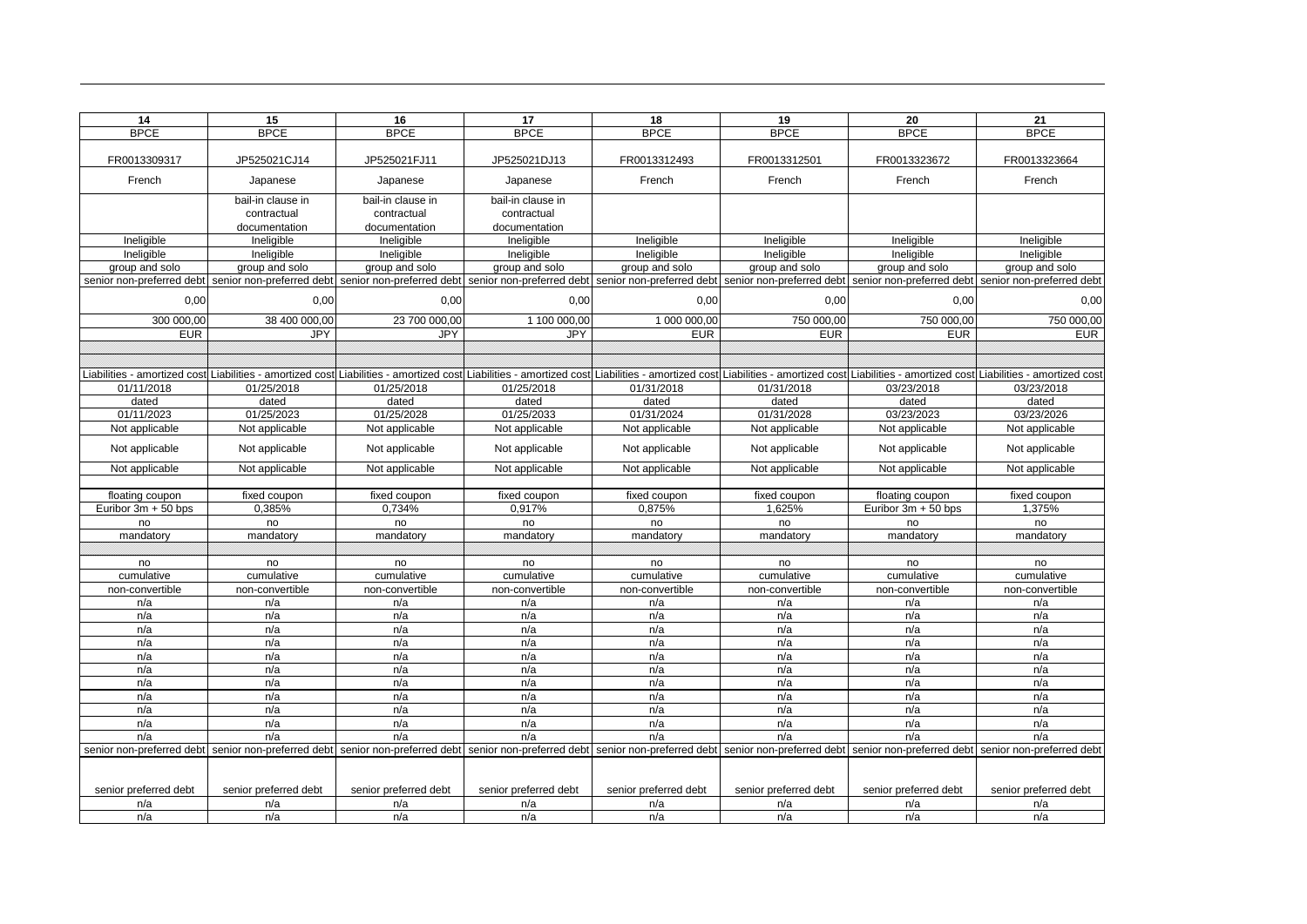| 14 | 15 | 16 | 17 | 18 | 19 | 20 | 21 |
|---|---|---|---|---|---|---|---|
| BPCE | BPCE | BPCE | BPCE | BPCE | BPCE | BPCE | BPCE |
| FR0013309317 | JP525021CJ14 | JP525021FJ11 | JP525021DJ13 | FR0013312493 | FR0013312501 | FR0013323672 | FR0013323664 |
| French | Japanese | Japanese | Japanese | French | French | French | French |
| | bail-in clause in contractual documentation | bail-in clause in contractual documentation | bail-in clause in contractual documentation | | | | |
| Ineligible | Ineligible | Ineligible | Ineligible | Ineligible | Ineligible | Ineligible | Ineligible |
| Ineligible | Ineligible | Ineligible | Ineligible | Ineligible | Ineligible | Ineligible | Ineligible |
| group and solo | group and solo | group and solo | group and solo | group and solo | group and solo | group and solo | group and solo |
| senior non-preferred debt | senior non-preferred debt | senior non-preferred debt | senior non-preferred debt | senior non-preferred debt | senior non-preferred debt | senior non-preferred debt | senior non-preferred debt |
| 0,00 | 0,00 | 0,00 | 0,00 | 0,00 | 0,00 | 0,00 | 0,00 |
| 300 000,00 | 38 400 000,00 | 23 700 000,00 | 1 100 000,00 | 1 000 000,00 | 750 000,00 | 750 000,00 | 750 000,00 |
| EUR | JPY | JPY | JPY | EUR | EUR | EUR | EUR |
| | | | | | | | |
| Liabilities - amortized cost | Liabilities - amortized cost | Liabilities - amortized cost | Liabilities - amortized cost | Liabilities - amortized cost | Liabilities - amortized cost | Liabilities - amortized cost | Liabilities - amortized cost |
| 01/11/2018 | 01/25/2018 | 01/25/2018 | 01/25/2018 | 01/31/2018 | 01/31/2018 | 03/23/2018 | 03/23/2018 |
| dated | dated | dated | dated | dated | dated | dated | dated |
| 01/11/2023 | 01/25/2023 | 01/25/2028 | 01/25/2033 | 01/31/2024 | 01/31/2028 | 03/23/2023 | 03/23/2026 |
| Not applicable | Not applicable | Not applicable | Not applicable | Not applicable | Not applicable | Not applicable | Not applicable |
| Not applicable | Not applicable | Not applicable | Not applicable | Not applicable | Not applicable | Not applicable | Not applicable |
| Not applicable | Not applicable | Not applicable | Not applicable | Not applicable | Not applicable | Not applicable | Not applicable |
| | | | | | | | |
| floating coupon | fixed coupon | fixed coupon | fixed coupon | fixed coupon | fixed coupon | floating coupon | fixed coupon |
| Euribor 3m + 50 bps | 0,385% | 0,734% | 0,917% | 0,875% | 1,625% | Euribor 3m + 50 bps | 1,375% |
| no | no | no | no | no | no | no | no |
| mandatory | mandatory | mandatory | mandatory | mandatory | mandatory | mandatory | mandatory |
| | | | | | | | |
| no | no | no | no | no | no | no | no |
| cumulative | cumulative | cumulative | cumulative | cumulative | cumulative | cumulative | cumulative |
| non-convertible | non-convertible | non-convertible | non-convertible | non-convertible | non-convertible | non-convertible | non-convertible |
| n/a | n/a | n/a | n/a | n/a | n/a | n/a | n/a |
| n/a | n/a | n/a | n/a | n/a | n/a | n/a | n/a |
| n/a | n/a | n/a | n/a | n/a | n/a | n/a | n/a |
| n/a | n/a | n/a | n/a | n/a | n/a | n/a | n/a |
| n/a | n/a | n/a | n/a | n/a | n/a | n/a | n/a |
| n/a | n/a | n/a | n/a | n/a | n/a | n/a | n/a |
| n/a | n/a | n/a | n/a | n/a | n/a | n/a | n/a |
| n/a | n/a | n/a | n/a | n/a | n/a | n/a | n/a |
| n/a | n/a | n/a | n/a | n/a | n/a | n/a | n/a |
| n/a | n/a | n/a | n/a | n/a | n/a | n/a | n/a |
| n/a | n/a | n/a | n/a | n/a | n/a | n/a | n/a |
| senior non-preferred debt | senior non-preferred debt | senior non-preferred debt | senior non-preferred debt | senior non-preferred debt | senior non-preferred debt | senior non-preferred debt | senior non-preferred debt |
| senior preferred debt | senior preferred debt | senior preferred debt | senior preferred debt | senior preferred debt | senior preferred debt | senior preferred debt | senior preferred debt |
| n/a | n/a | n/a | n/a | n/a | n/a | n/a | n/a |
| n/a | n/a | n/a | n/a | n/a | n/a | n/a | n/a |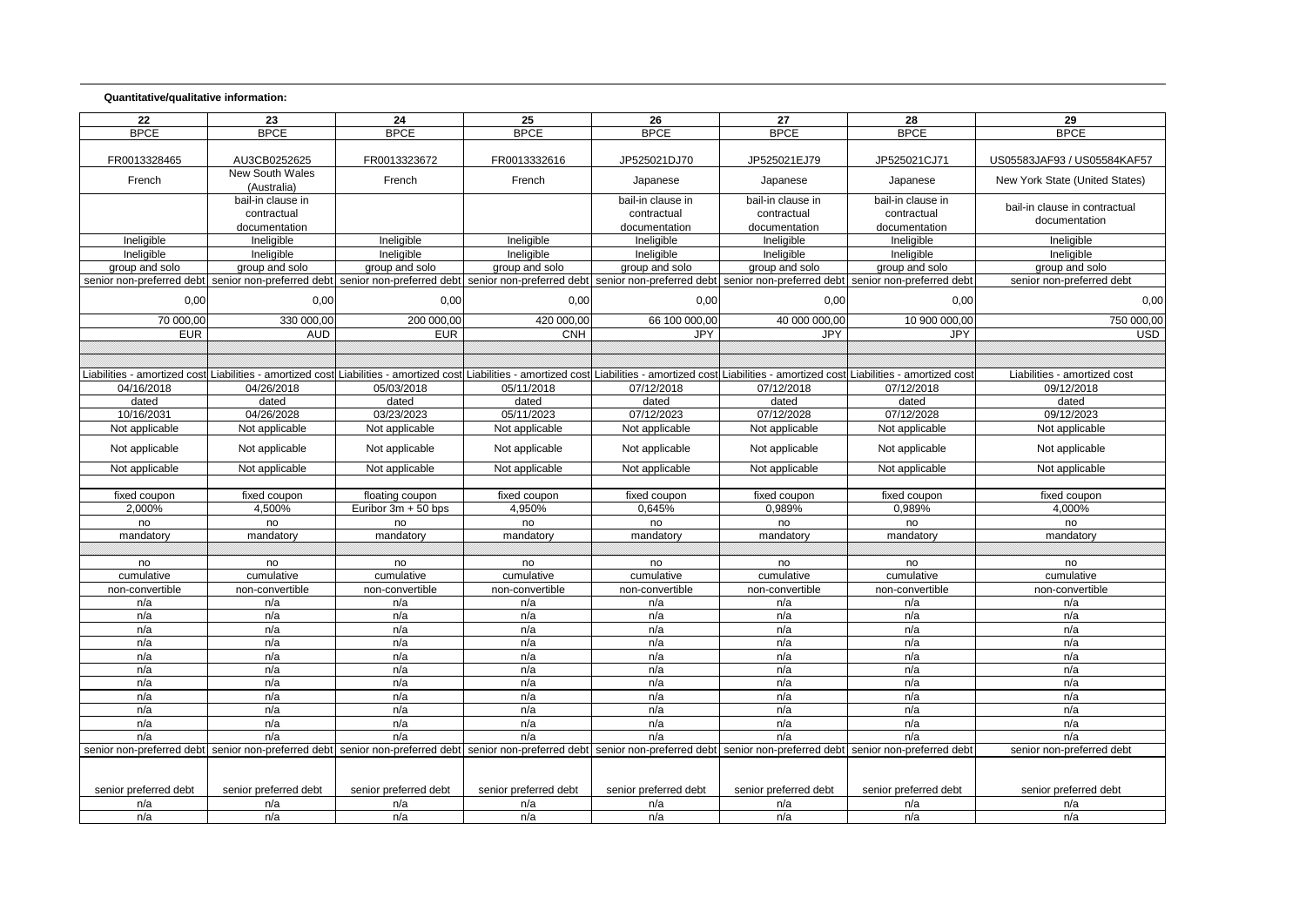**Quantitative/qualitative information:**

| 22 | 23 | 24 | 25 | 26 | 27 | 28 | 29 |
|---|---|---|---|---|---|---|---|
| BPCE | BPCE | BPCE | BPCE | BPCE | BPCE | BPCE | BPCE |
| FR0013328465 | AU3CB0252625 | FR0013323672 | FR0013332616 | JP525021DJ70 | JP525021EJ79 | JP525021CJ71 | US05583JAF93 / US05584KAF57 |
| French | New South Wales (Australia) | French | French | Japanese | Japanese | Japanese | New York State (United States) |
| | bail-in clause in contractual documentation | | | bail-in clause in contractual documentation | bail-in clause in contractual documentation | bail-in clause in contractual documentation | bail-in clause in contractual documentation |
| Ineligible | Ineligible | Ineligible | Ineligible | Ineligible | Ineligible | Ineligible | Ineligible |
| Ineligible | Ineligible | Ineligible | Ineligible | Ineligible | Ineligible | Ineligible | Ineligible |
| group and solo | group and solo | group and solo | group and solo | group and solo | group and solo | group and solo | group and solo |
| senior non-preferred debt | senior non-preferred debt | senior non-preferred debt | senior non-preferred debt | senior non-preferred debt | senior non-preferred debt | senior non-preferred debt | senior non-preferred debt |
| 0,00 | 0,00 | 0,00 | 0,00 | 0,00 | 0,00 | 0,00 | 0,00 |
| 70 000,00 | 330 000,00 | 200 000,00 | 420 000,00 | 66 100 000,00 | 40 000 000,00 | 10 900 000,00 | 750 000,00 |
| EUR | AUD | EUR | CNH | JPY | JPY | JPY | USD |
| | | | | | | | |
| | | | | | | | |
| Liabilities - amortized cost | Liabilities - amortized cost | Liabilities - amortized cost | Liabilities - amortized cost | Liabilities - amortized cost | Liabilities - amortized cost | Liabilities - amortized cost | Liabilities - amortized cost |
| 04/16/2018 | 04/26/2018 | 05/03/2018 | 05/11/2018 | 07/12/2018 | 07/12/2018 | 07/12/2018 | 09/12/2018 |
| dated | dated | dated | dated | dated | dated | dated | dated |
| 10/16/2031 | 04/26/2028 | 03/23/2023 | 05/11/2023 | 07/12/2023 | 07/12/2028 | 07/12/2028 | 09/12/2023 |
| Not applicable | Not applicable | Not applicable | Not applicable | Not applicable | Not applicable | Not applicable | Not applicable |
| Not applicable | Not applicable | Not applicable | Not applicable | Not applicable | Not applicable | Not applicable | Not applicable |
| Not applicable | Not applicable | Not applicable | Not applicable | Not applicable | Not applicable | Not applicable | Not applicable |
| | | | | | | | |
| fixed coupon | fixed coupon | floating coupon | fixed coupon | fixed coupon | fixed coupon | fixed coupon | fixed coupon |
| 2,000% | 4,500% | Euribor 3m + 50 bps | 4,950% | 0,645% | 0,989% | 0,989% | 4,000% |
| no | no | no | no | no | no | no | no |
| mandatory | mandatory | mandatory | mandatory | mandatory | mandatory | mandatory | mandatory |
| | | | | | | | |
| no | no | no | no | no | no | no | no |
| cumulative | cumulative | cumulative | cumulative | cumulative | cumulative | cumulative | cumulative |
| non-convertible | non-convertible | non-convertible | non-convertible | non-convertible | non-convertible | non-convertible | non-convertible |
| n/a | n/a | n/a | n/a | n/a | n/a | n/a | n/a |
| n/a | n/a | n/a | n/a | n/a | n/a | n/a | n/a |
| n/a | n/a | n/a | n/a | n/a | n/a | n/a | n/a |
| n/a | n/a | n/a | n/a | n/a | n/a | n/a | n/a |
| n/a | n/a | n/a | n/a | n/a | n/a | n/a | n/a |
| n/a | n/a | n/a | n/a | n/a | n/a | n/a | n/a |
| n/a | n/a | n/a | n/a | n/a | n/a | n/a | n/a |
| n/a | n/a | n/a | n/a | n/a | n/a | n/a | n/a |
| n/a | n/a | n/a | n/a | n/a | n/a | n/a | n/a |
| n/a | n/a | n/a | n/a | n/a | n/a | n/a | n/a |
| n/a | n/a | n/a | n/a | n/a | n/a | n/a | n/a |
| senior non-preferred debt | senior non-preferred debt | senior non-preferred debt | senior non-preferred debt | senior non-preferred debt | senior non-preferred debt | senior non-preferred debt | senior non-preferred debt |
| senior preferred debt | senior preferred debt | senior preferred debt | senior preferred debt | senior preferred debt | senior preferred debt | senior preferred debt | senior preferred debt |
| n/a | n/a | n/a | n/a | n/a | n/a | n/a | n/a |
| n/a | n/a | n/a | n/a | n/a | n/a | n/a | n/a |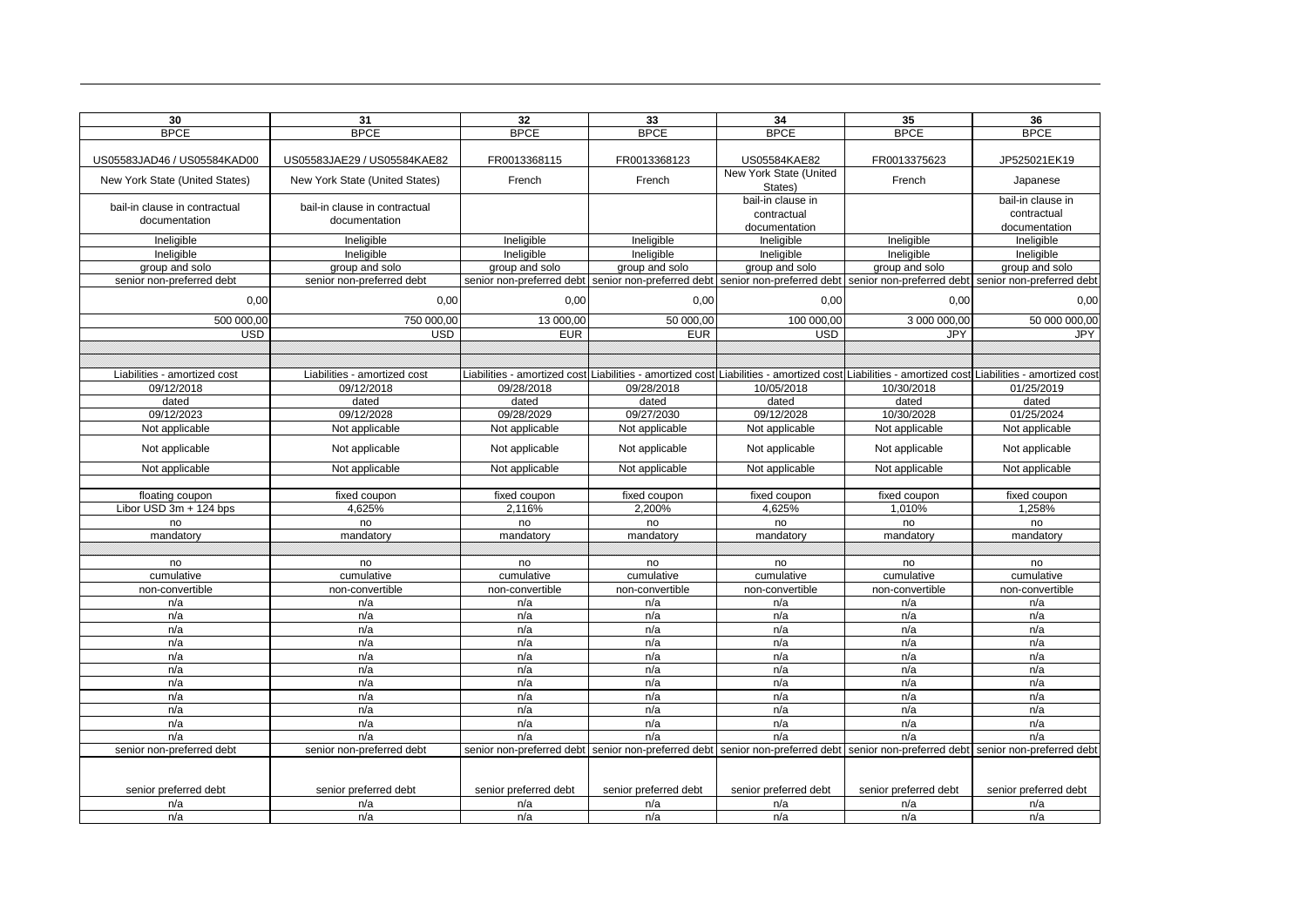| 30 | 31 | 32 | 33 | 34 | 35 | 36 |
|---|---|---|---|---|---|---|
| BPCE | BPCE | BPCE | BPCE | BPCE | BPCE | BPCE |
| US05583JAD46 / US05584KAD00 | US05583JAE29 / US05584KAE82 | FR0013368115 | FR0013368123 | US05584KAE82 | FR0013375623 | JP525021EK19 |
| New York State (United States) | New York State (United States) | French | French | New York State (United States) | French | Japanese |
| bail-in clause in contractual documentation | bail-in clause in contractual documentation | | | bail-in clause in contractual documentation | | bail-in clause in contractual documentation |
| Ineligible | Ineligible | Ineligible | Ineligible | Ineligible | Ineligible | Ineligible |
| Ineligible | Ineligible | Ineligible | Ineligible | Ineligible | Ineligible | Ineligible |
| group and solo | group and solo | group and solo | group and solo | group and solo | group and solo | group and solo |
| senior non-preferred debt | senior non-preferred debt | senior non-preferred debt | senior non-preferred debt | senior non-preferred debt | senior non-preferred debt | senior non-preferred debt |
| 0,00 | 0,00 | 0,00 | 0,00 | 0,00 | 0,00 | 0,00 |
| 500 000,00 | 750 000,00 | 13 000,00 | 50 000,00 | 100 000,00 | 3 000 000,00 | 50 000 000,00 |
| USD | USD | EUR | EUR | USD | JPY | JPY |
| | | | | | | |
| | | | | | | |
| Liabilities - amortized cost | Liabilities - amortized cost | Liabilities - amortized cost | Liabilities - amortized cost | Liabilities - amortized cost | Liabilities - amortized cost | Liabilities - amortized cost |
| 09/12/2018 | 09/12/2018 | 09/28/2018 | 09/28/2018 | 10/05/2018 | 10/30/2018 | 01/25/2019 |
| dated | dated | dated | dated | dated | dated | dated |
| 09/12/2023 | 09/12/2028 | 09/28/2029 | 09/27/2030 | 09/12/2028 | 10/30/2028 | 01/25/2024 |
| Not applicable | Not applicable | Not applicable | Not applicable | Not applicable | Not applicable | Not applicable |
| Not applicable | Not applicable | Not applicable | Not applicable | Not applicable | Not applicable | Not applicable |
| Not applicable | Not applicable | Not applicable | Not applicable | Not applicable | Not applicable | Not applicable |
| | | | | | | |
| floating coupon | fixed coupon | fixed coupon | fixed coupon | fixed coupon | fixed coupon | fixed coupon |
| Libor USD 3m + 124 bps | 4,625% | 2,116% | 2,200% | 4,625% | 1,010% | 1,258% |
| no | no | no | no | no | no | no |
| mandatory | mandatory | mandatory | mandatory | mandatory | mandatory | mandatory |
| | | | | | | |
| no | no | no | no | no | no | no |
| cumulative | cumulative | cumulative | cumulative | cumulative | cumulative | cumulative |
| non-convertible | non-convertible | non-convertible | non-convertible | non-convertible | non-convertible | non-convertible |
| n/a | n/a | n/a | n/a | n/a | n/a | n/a |
| n/a | n/a | n/a | n/a | n/a | n/a | n/a |
| n/a | n/a | n/a | n/a | n/a | n/a | n/a |
| n/a | n/a | n/a | n/a | n/a | n/a | n/a |
| n/a | n/a | n/a | n/a | n/a | n/a | n/a |
| n/a | n/a | n/a | n/a | n/a | n/a | n/a |
| n/a | n/a | n/a | n/a | n/a | n/a | n/a |
| n/a | n/a | n/a | n/a | n/a | n/a | n/a |
| n/a | n/a | n/a | n/a | n/a | n/a | n/a |
| n/a | n/a | n/a | n/a | n/a | n/a | n/a |
| n/a | n/a | n/a | n/a | n/a | n/a | n/a |
| senior non-preferred debt | senior non-preferred debt | senior non-preferred debt | senior non-preferred debt | senior non-preferred debt | senior non-preferred debt | senior non-preferred debt |
| senior preferred debt | senior preferred debt | senior preferred debt | senior preferred debt | senior preferred debt | senior preferred debt | senior preferred debt |
| n/a | n/a | n/a | n/a | n/a | n/a | n/a |
| n/a | n/a | n/a | n/a | n/a | n/a | n/a |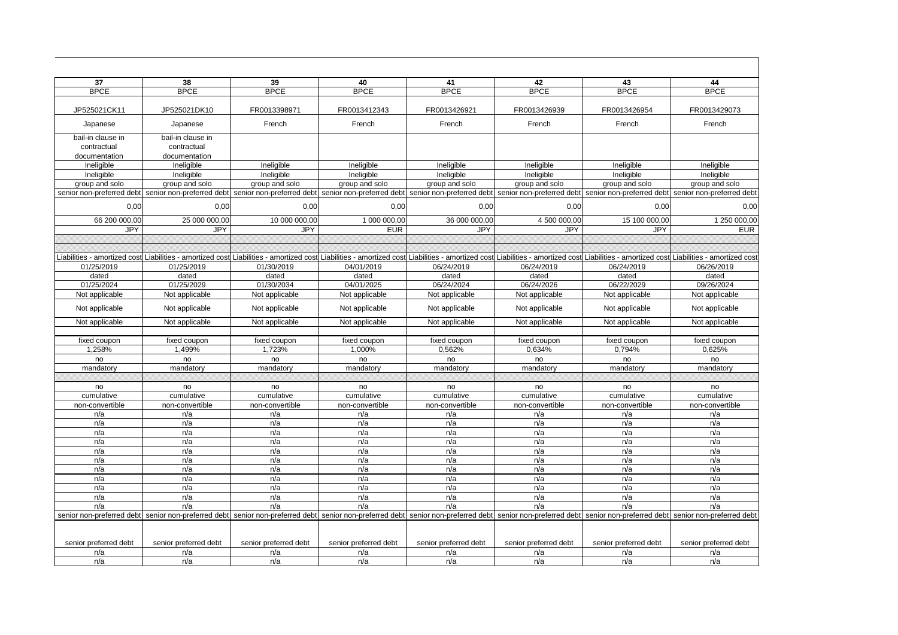| 37 | 38 | 39 | 40 | 41 | 42 | 43 | 44 |
|---|---|---|---|---|---|---|---|
| BPCE | BPCE | BPCE | BPCE | BPCE | BPCE | BPCE | BPCE |
| JP525021CK11 | JP525021DK10 | FR0013398971 | FR0013412343 | FR0013426921 | FR0013426939 | FR0013426954 | FR0013429073 |
| Japanese | Japanese | French | French | French | French | French | French |
| bail-in clause in contractual documentation | bail-in clause in contractual documentation | | | | | | |
| Ineligible | Ineligible | Ineligible | Ineligible | Ineligible | Ineligible | Ineligible | Ineligible |
| Ineligible | Ineligible | Ineligible | Ineligible | Ineligible | Ineligible | Ineligible | Ineligible |
| group and solo | group and solo | group and solo | group and solo | group and solo | group and solo | group and solo | group and solo |
| senior non-preferred debt | senior non-preferred debt | senior non-preferred debt | senior non-preferred debt | senior non-preferred debt | senior non-preferred debt | senior non-preferred debt | senior non-preferred debt |
| 0,00 | 0,00 | 0,00 | 0,00 | 0,00 | 0,00 | 0,00 | 0,00 |
| 66 200 000,00 | 25 000 000,00 | 10 000 000,00 | 1 000 000,00 | 36 000 000,00 | 4 500 000,00 | 15 100 000,00 | 1 250 000,00 |
| JPY | JPY | JPY | EUR | JPY | JPY | JPY | EUR |
| | | | | | | | |
| | | | | | | | |
| Liabilities - amortized cost | Liabilities - amortized cost | Liabilities - amortized cost | Liabilities - amortized cost | Liabilities - amortized cost | Liabilities - amortized cost | Liabilities - amortized cost | Liabilities - amortized cost |
| 01/25/2019 | 01/25/2019 | 01/30/2019 | 04/01/2019 | 06/24/2019 | 06/24/2019 | 06/24/2019 | 06/26/2019 |
| dated | dated | dated | dated | dated | dated | dated | dated |
| 01/25/2024 | 01/25/2029 | 01/30/2034 | 04/01/2025 | 06/24/2024 | 06/24/2026 | 06/22/2029 | 09/26/2024 |
| Not applicable | Not applicable | Not applicable | Not applicable | Not applicable | Not applicable | Not applicable | Not applicable |
| Not applicable | Not applicable | Not applicable | Not applicable | Not applicable | Not applicable | Not applicable | Not applicable |
| Not applicable | Not applicable | Not applicable | Not applicable | Not applicable | Not applicable | Not applicable | Not applicable |
| | | | | | | | |
| fixed coupon | fixed coupon | fixed coupon | fixed coupon | fixed coupon | fixed coupon | fixed coupon | fixed coupon |
| 1,258% | 1,499% | 1,723% | 1,000% | 0,562% | 0,634% | 0,794% | 0,625% |
| no | no | no | no | no | no | no | no |
| mandatory | mandatory | mandatory | mandatory | mandatory | mandatory | mandatory | mandatory |
| | | | | | | | |
| no | no | no | no | no | no | no | no |
| cumulative | cumulative | cumulative | cumulative | cumulative | cumulative | cumulative | cumulative |
| non-convertible | non-convertible | non-convertible | non-convertible | non-convertible | non-convertible | non-convertible | non-convertible |
| n/a | n/a | n/a | n/a | n/a | n/a | n/a | n/a |
| n/a | n/a | n/a | n/a | n/a | n/a | n/a | n/a |
| n/a | n/a | n/a | n/a | n/a | n/a | n/a | n/a |
| n/a | n/a | n/a | n/a | n/a | n/a | n/a | n/a |
| n/a | n/a | n/a | n/a | n/a | n/a | n/a | n/a |
| n/a | n/a | n/a | n/a | n/a | n/a | n/a | n/a |
| n/a | n/a | n/a | n/a | n/a | n/a | n/a | n/a |
| n/a | n/a | n/a | n/a | n/a | n/a | n/a | n/a |
| n/a | n/a | n/a | n/a | n/a | n/a | n/a | n/a |
| n/a | n/a | n/a | n/a | n/a | n/a | n/a | n/a |
| n/a | n/a | n/a | n/a | n/a | n/a | n/a | n/a |
| senior non-preferred debt | senior non-preferred debt | senior non-preferred debt | senior non-preferred debt | senior non-preferred debt | senior non-preferred debt | senior non-preferred debt | senior non-preferred debt |
| senior preferred debt | senior preferred debt | senior preferred debt | senior preferred debt | senior preferred debt | senior preferred debt | senior preferred debt | senior preferred debt |
| n/a | n/a | n/a | n/a | n/a | n/a | n/a | n/a |
| n/a | n/a | n/a | n/a | n/a | n/a | n/a | n/a |